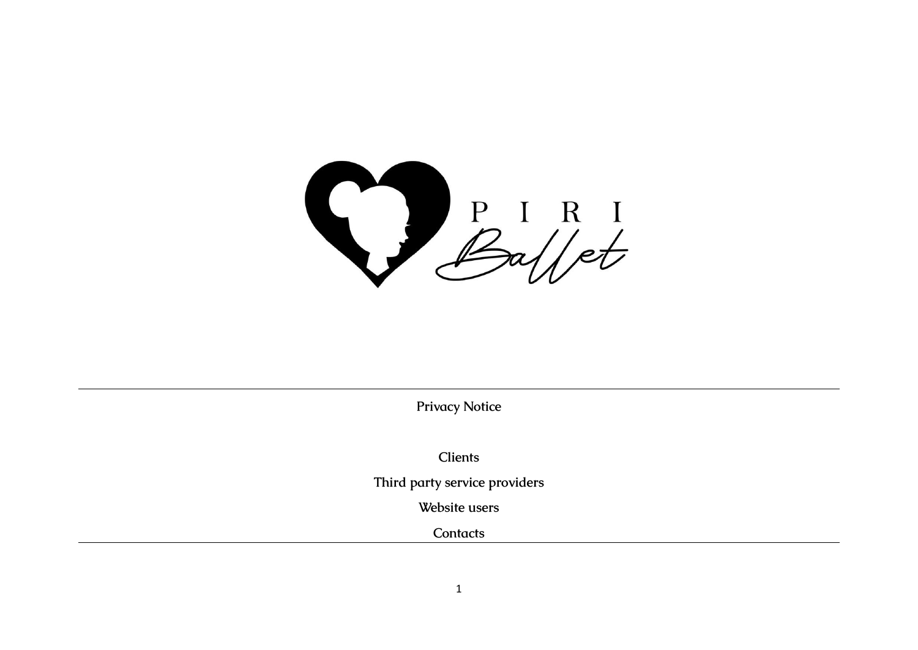PIRI Ballet

# Privacy Notice

Clients

Third party service providers

Website users

Contacts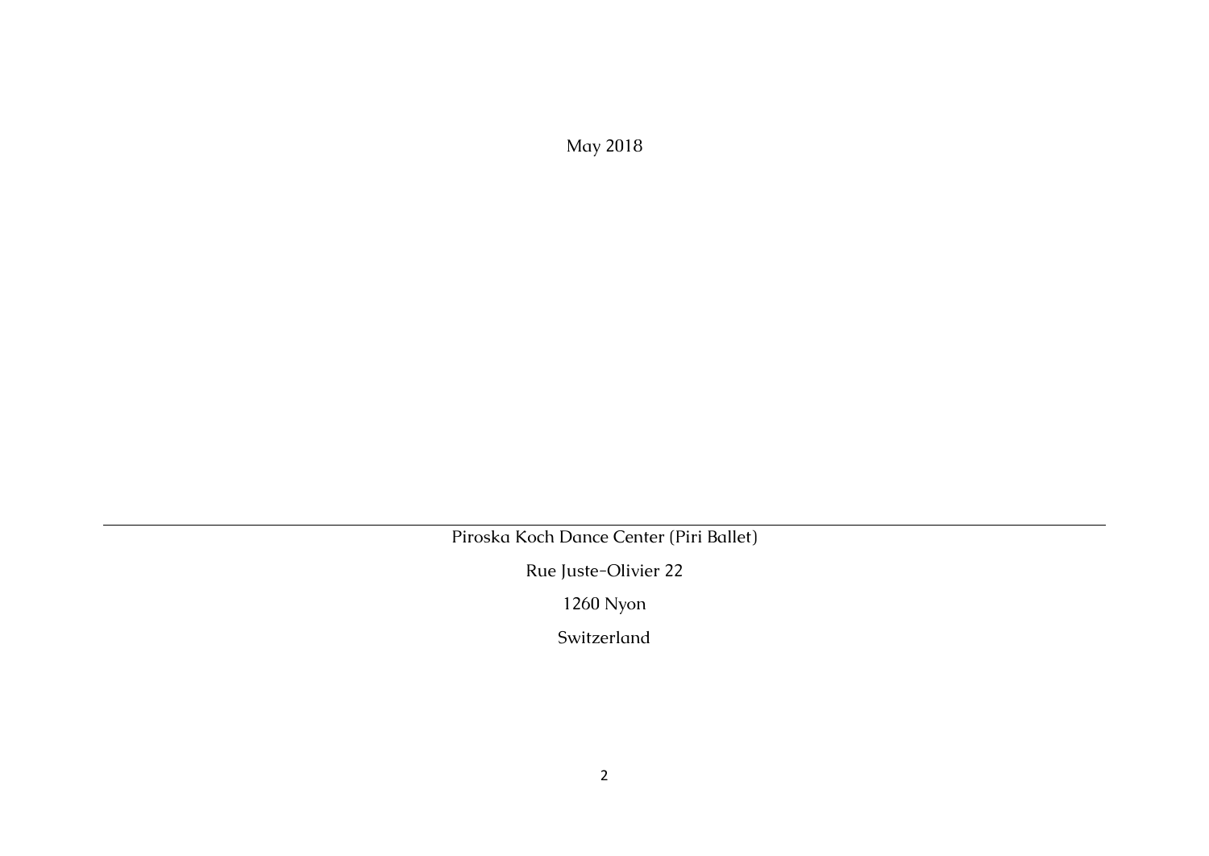May 2018

---

Piroska Koch Dance Center (Piri Ballet)

Rue Juste-Olivier 22

1260 Nyon

Switzerland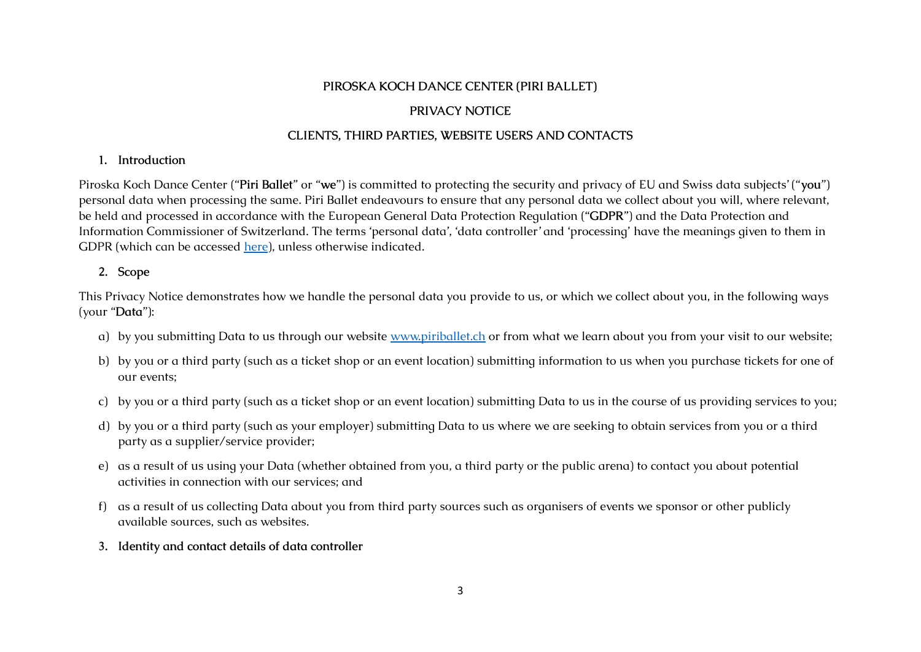PIROSKA KOCH DANCE CENTER (PIRI BALLET)

PRIVACY NOTICE

CLIENTS, THIRD PARTIES, WEBSITE USERS AND CONTACTS

## 1. Introduction

Piroska Koch Dance Center ("**Piri Ballet**" or "**we**") is committed to protecting the security and privacy of EU and Swiss data subjects' ("**you**") personal data when processing the same. Piri Ballet endeavours to ensure that any personal data we collect about you will, where relevant, be held and processed in accordance with the European General Data Protection Regulation ("**GDPR**") and the Data Protection and Information Commissioner of Switzerland. The terms 'personal data', 'data controller' and 'processing' have the meanings given to them in GDPR (which can be accessed [here]), unless otherwise indicated.

## 2. Scope

This Privacy Notice demonstrates how we handle the personal data you provide to us, or which we collect about you, in the following ways (your "**Data**"):

a) by you submitting Data to us through our website [www.piriballet.ch] or from what we learn about you from your visit to our website;

b) by you or a third party (such as a ticket shop or an event location) submitting information to us when you purchase tickets for one of our events;

c) by you or a third party (such as a ticket shop or an event location) submitting Data to us in the course of us providing services to you;

d) by you or a third party (such as your employer) submitting Data to us where we are seeking to obtain services from you or a third party as a supplier/service provider;

e) as a result of us using your Data (whether obtained from you, a third party or the public arena) to contact you about potential activities in connection with our services; and

f) as a result of us collecting Data about you from third party sources such as organisers of events we sponsor or other publicly available sources, such as websites.

## 3. Identity and contact details of data controller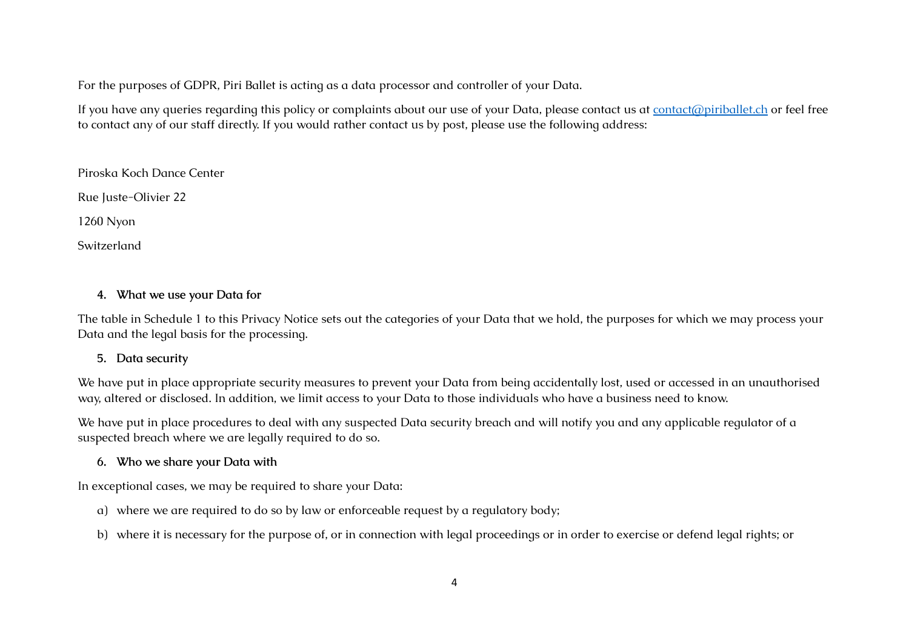For the purposes of GDPR, Piri Ballet is acting as a data processor and controller of your Data.

If you have any queries regarding this policy or complaints about our use of your Data, please contact us at [contact@piriballet.ch](mailto:contact@piriballet.ch) or feel free to contact any of our staff directly. If you would rather contact us by post, please use the following address:

Piroska Koch Dance Center

Rue Juste-Olivier 22

1260 Nyon

Switzerland

4. **What we use your Data for**

The table in Schedule 1 to this Privacy Notice sets out the categories of your Data that we hold, the purposes for which we may process your Data and the legal basis for the processing.

5. **Data security**

We have put in place appropriate security measures to prevent your Data from being accidentally lost, used or accessed in an unauthorised way, altered or disclosed. In addition, we limit access to your Data to those individuals who have a business need to know.

We have put in place procedures to deal with any suspected Data security breach and will notify you and any applicable regulator of a suspected breach where we are legally required to do so.

6. **Who we share your Data with**

In exceptional cases, we may be required to share your Data:

a) where we are required to do so by law or enforceable request by a regulatory body;

b) where it is necessary for the purpose of, or in connection with legal proceedings or in order to exercise or defend legal rights; or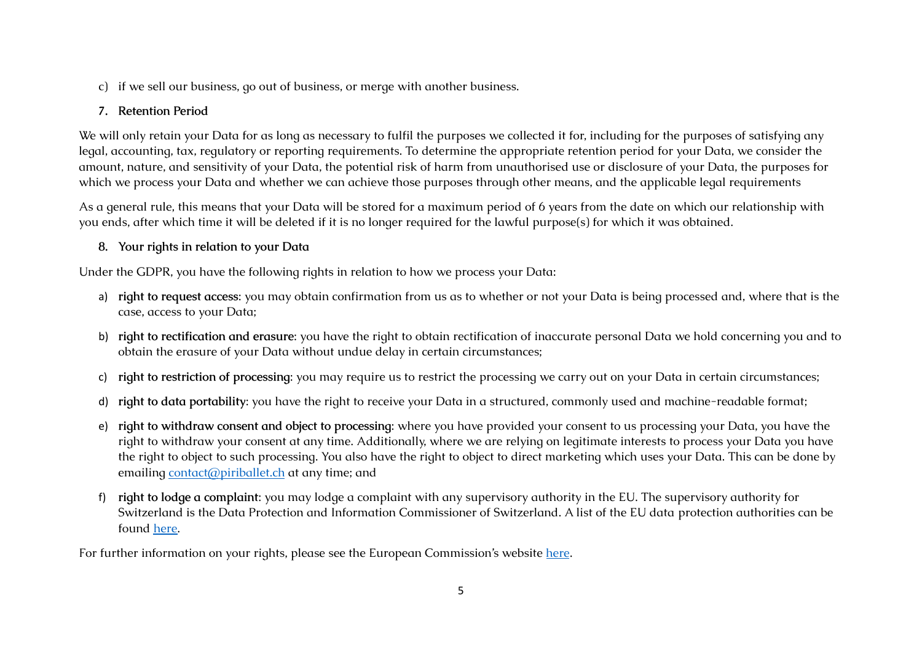c) if we sell our business, go out of business, or merge with another business.

## 7. Retention Period

We will only retain your Data for as long as necessary to fulfil the purposes we collected it for, including for the purposes of satisfying any legal, accounting, tax, regulatory or reporting requirements. To determine the appropriate retention period for your Data, we consider the amount, nature, and sensitivity of your Data, the potential risk of harm from unauthorised use or disclosure of your Data, the purposes for which we process your Data and whether we can achieve those purposes through other means, and the applicable legal requirements

As a general rule, this means that your Data will be stored for a maximum period of 6 years from the date on which our relationship with you ends, after which time it will be deleted if it is no longer required for the lawful purpose(s) for which it was obtained.

## 8. Your rights in relation to your Data

Under the GDPR, you have the following rights in relation to how we process your Data:

a) **right to request access**: you may obtain confirmation from us as to whether or not your Data is being processed and, where that is the case, access to your Data;

b) **right to rectification and erasure**: you have the right to obtain rectification of inaccurate personal Data we hold concerning you and to obtain the erasure of your Data without undue delay in certain circumstances;

c) **right to restriction of processing**: you may require us to restrict the processing we carry out on your Data in certain circumstances;

d) **right to data portability**: you have the right to receive your Data in a structured, commonly used and machine-readable format;

e) **right to withdraw consent and object to processing**: where you have provided your consent to us processing your Data, you have the right to withdraw your consent at any time. Additionally, where we are relying on legitimate interests to process your Data you have the right to object to such processing. You also have the right to object to direct marketing which uses your Data. This can be done by emailing contact@piriballet.ch at any time; and

f) **right to lodge a complaint**: you may lodge a complaint with any supervisory authority in the EU. The supervisory authority for Switzerland is the Data Protection and Information Commissioner of Switzerland. A list of the EU data protection authorities can be found here.

For further information on your rights, please see the European Commission's website here.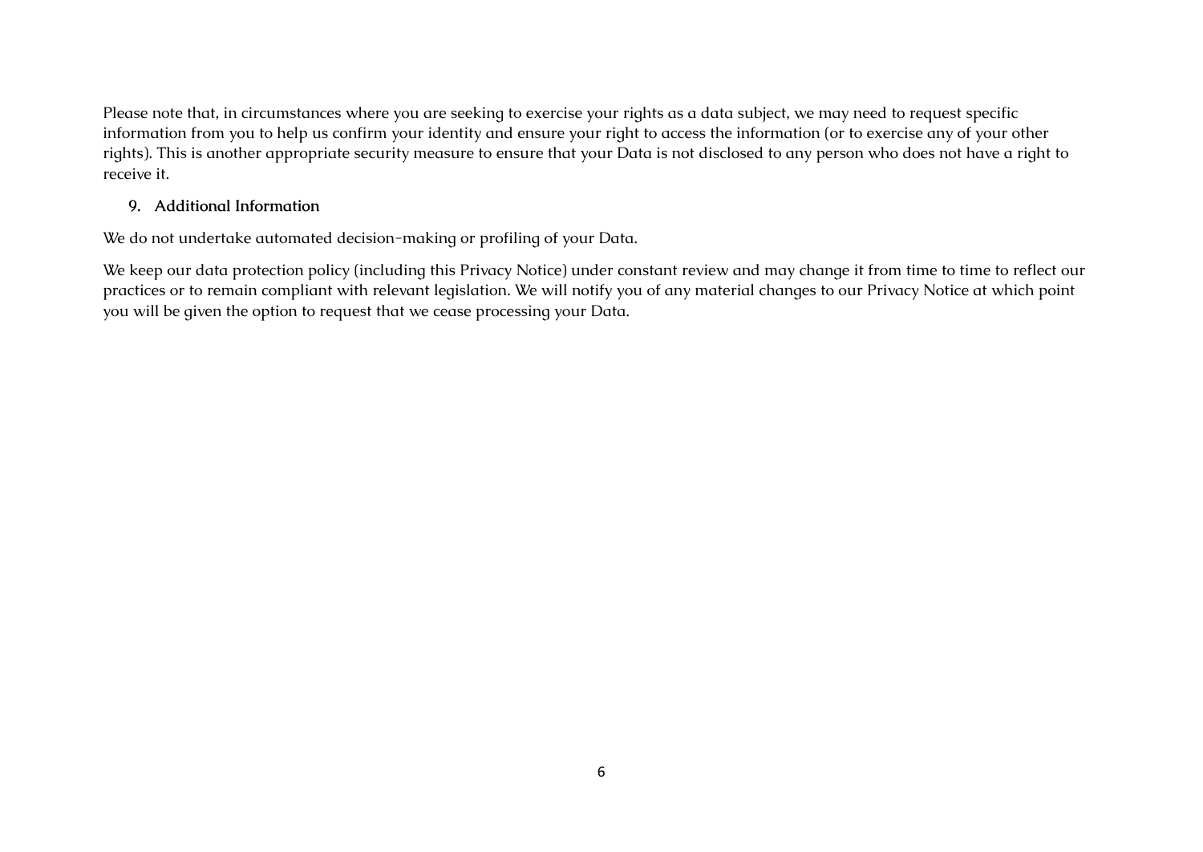Please note that, in circumstances where you are seeking to exercise your rights as a data subject, we may need to request specific information from you to help us confirm your identity and ensure your right to access the information (or to exercise any of your other rights). This is another appropriate security measure to ensure that your Data is not disclosed to any person who does not have a right to receive it.

## 9. Additional Information

We do not undertake automated decision-making or profiling of your Data.

We keep our data protection policy (including this Privacy Notice) under constant review and may change it from time to time to reflect our practices or to remain compliant with relevant legislation. We will notify you of any material changes to our Privacy Notice at which point you will be given the option to request that we cease processing your Data.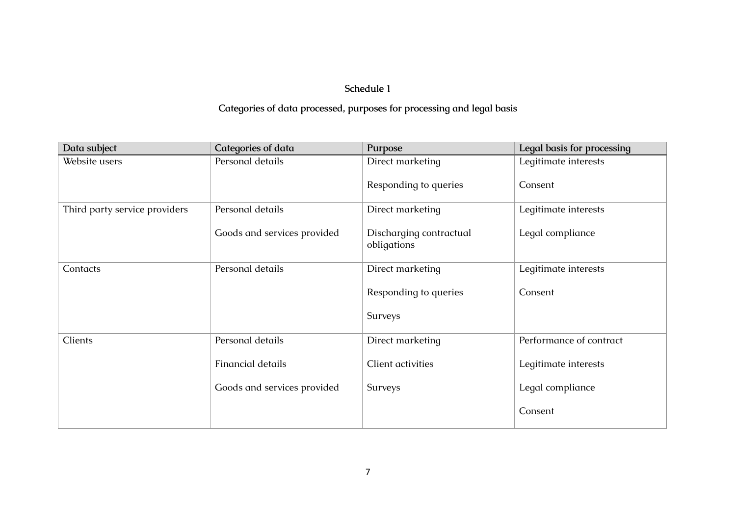# Schedule 1

## Categories of data processed, purposes for processing and legal basis

| Data subject | Categories of data | Purpose | Legal basis for processing |
|---|---|---|---|
| Website users | Personal details | Direct marketing<br><br>Responding to queries | Legitimate interests<br><br>Consent |
| Third party service providers | Personal details<br><br>Goods and services provided | Direct marketing<br><br>Discharging contractual obligations | Legitimate interests<br><br>Legal compliance |
| Contacts | Personal details | Direct marketing<br><br>Responding to queries<br><br>Surveys | Legitimate interests<br><br>Consent |
| Clients | Personal details<br><br>Financial details<br><br>Goods and services provided | Direct marketing<br><br>Client activities<br><br>Surveys | Performance of contract<br><br>Legitimate interests<br><br>Legal compliance<br><br>Consent |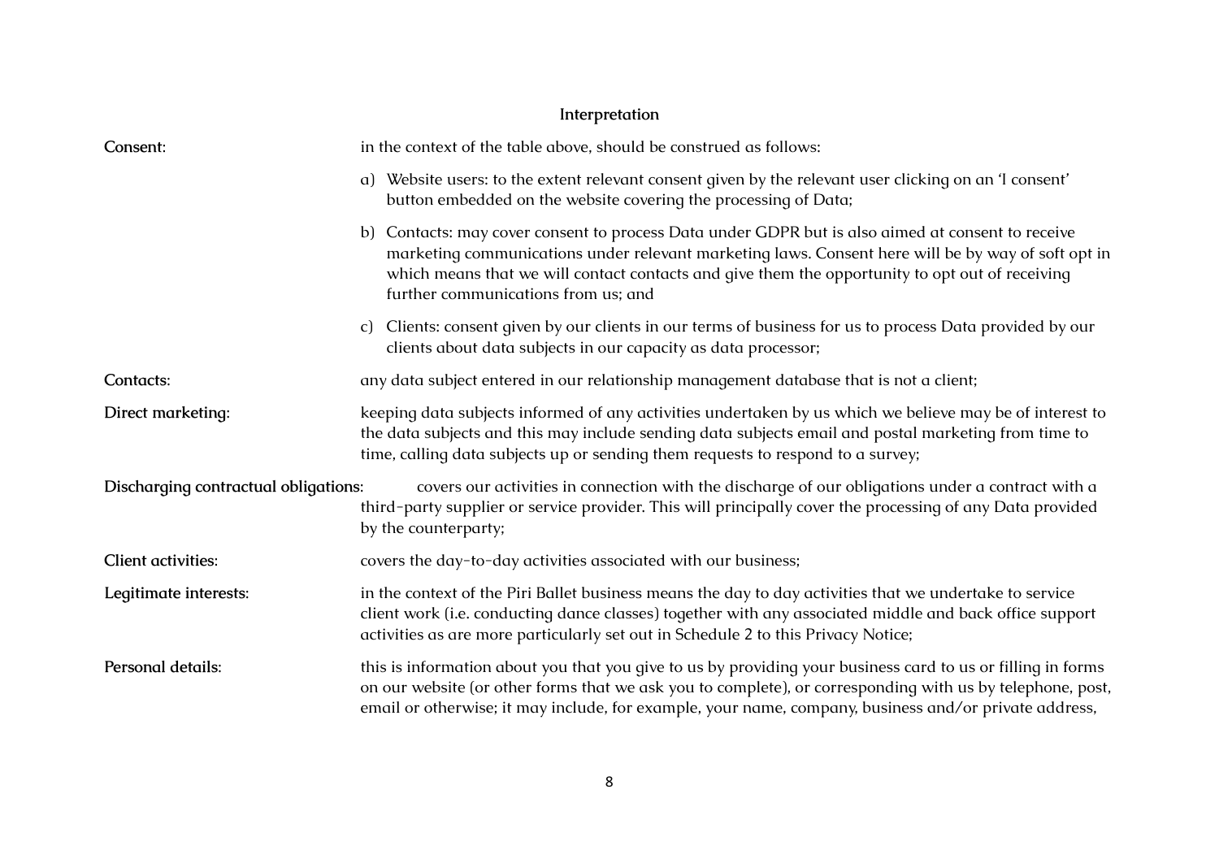## Interpretation

**Consent:** in the context of the table above, should be construed as follows:

a) Website users: to the extent relevant consent given by the relevant user clicking on an 'I consent' button embedded on the website covering the processing of Data;

b) Contacts: may cover consent to process Data under GDPR but is also aimed at consent to receive marketing communications under relevant marketing laws. Consent here will be by way of soft opt in which means that we will contact contacts and give them the opportunity to opt out of receiving further communications from us; and

c) Clients: consent given by our clients in our terms of business for us to process Data provided by our clients about data subjects in our capacity as data processor;

**Contacts:** any data subject entered in our relationship management database that is not a client;

**Direct marketing:** keeping data subjects informed of any activities undertaken by us which we believe may be of interest to the data subjects and this may include sending data subjects email and postal marketing from time to time, calling data subjects up or sending them requests to respond to a survey;

**Discharging contractual obligations:** covers our activities in connection with the discharge of our obligations under a contract with a third-party supplier or service provider. This will principally cover the processing of any Data provided by the counterparty;

**Client activities:** covers the day-to-day activities associated with our business;

**Legitimate interests:** in the context of the Piri Ballet business means the day to day activities that we undertake to service client work (i.e. conducting dance classes) together with any associated middle and back office support activities as are more particularly set out in Schedule 2 to this Privacy Notice;

**Personal details:** this is information about you that you give to us by providing your business card to us or filling in forms on our website (or other forms that we ask you to complete), or corresponding with us by telephone, post, email or otherwise; it may include, for example, your name, company, business and/or private address,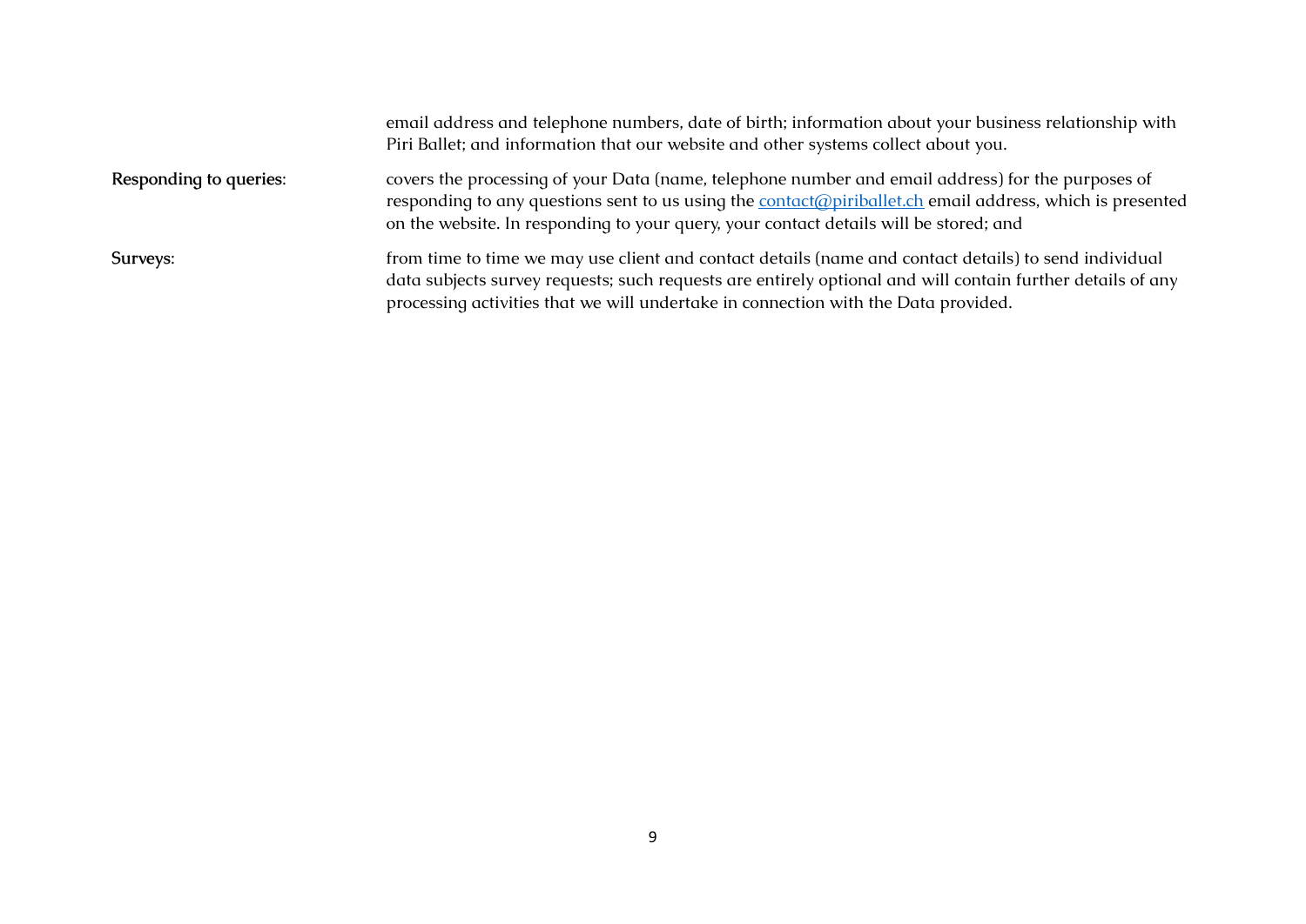| | |
|---|---|
| | email address and telephone numbers, date of birth; information about your business relationship with Piri Ballet; and information that our website and other systems collect about you. |
| **Responding to queries**: | covers the processing of your Data (name, telephone number and email address) for the purposes of responding to any questions sent to us using the [contact@piriballet.ch](mailto:contact@piriballet.ch) email address, which is presented on the website. In responding to your query, your contact details will be stored; and |
| **Surveys**: | from time to time we may use client and contact details (name and contact details) to send individual data subjects survey requests; such requests are entirely optional and will contain further details of any processing activities that we will undertake in connection with the Data provided. |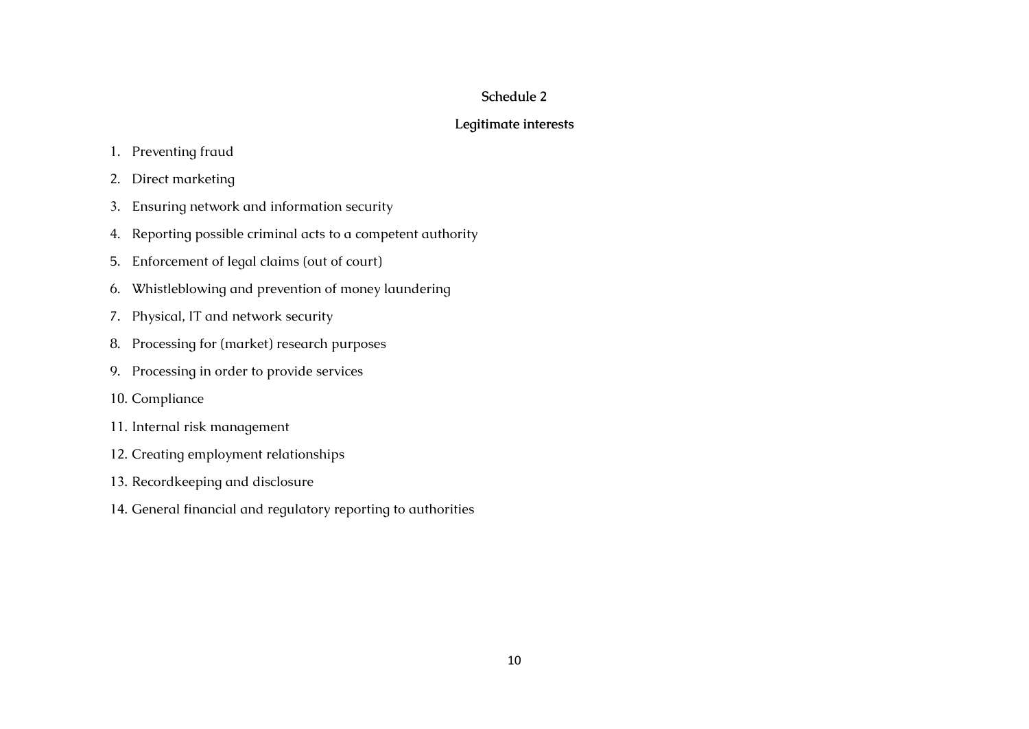## Schedule 2

### Legitimate interests

1. Preventing fraud
2. Direct marketing
3. Ensuring network and information security
4. Reporting possible criminal acts to a competent authority
5. Enforcement of legal claims (out of court)
6. Whistleblowing and prevention of money laundering
7. Physical, IT and network security
8. Processing for (market) research purposes
9. Processing in order to provide services
10. Compliance
11. Internal risk management
12. Creating employment relationships
13. Recordkeeping and disclosure
14. General financial and regulatory reporting to authorities